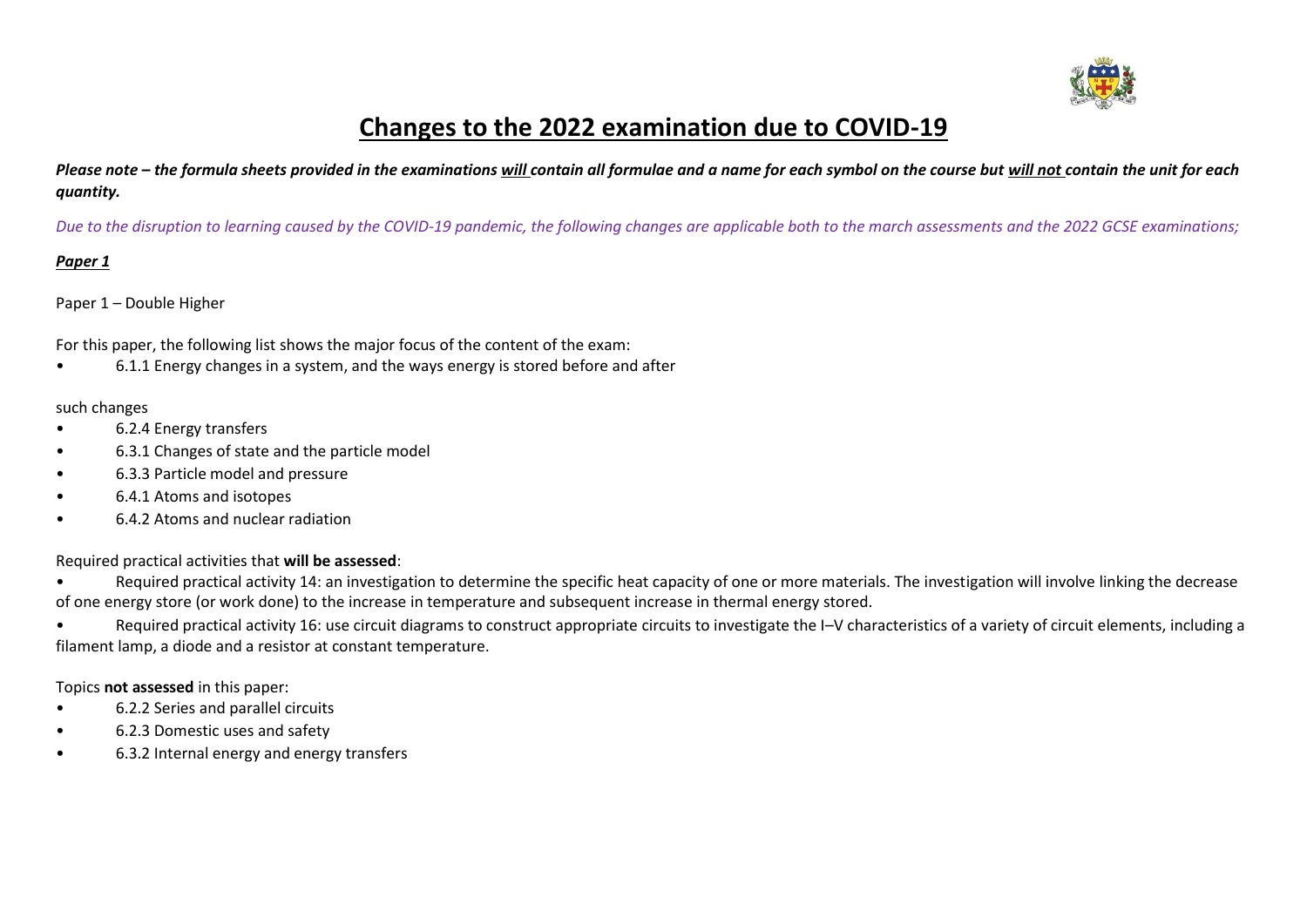# Changes to the 2022 examination due to COVID-19

***Please note – the formula sheets provided in the examinations <u>will</u> contain all formulae and a name for each symbol on the course but <u>will not</u> contain the unit for each quantity.***

*Due to the disruption to learning caused by the COVID-19 pandemic, the following changes are applicable both to the march assessments and the 2022 GCSE examinations;*

***<u>Paper 1</u>***

Paper 1 – Double Higher

For this paper, the following list shows the major focus of the content of the exam:

- 6.1.1 Energy changes in a system, and the ways energy is stored before and after

such changes

- 6.2.4 Energy transfers
- 6.3.1 Changes of state and the particle model
- 6.3.3 Particle model and pressure
- 6.4.1 Atoms and isotopes
- 6.4.2 Atoms and nuclear radiation

Required practical activities that **will be assessed**:

- Required practical activity 14: an investigation to determine the specific heat capacity of one or more materials. The investigation will involve linking the decrease of one energy store (or work done) to the increase in temperature and subsequent increase in thermal energy stored.
- Required practical activity 16: use circuit diagrams to construct appropriate circuits to investigate the I–V characteristics of a variety of circuit elements, including a filament lamp, a diode and a resistor at constant temperature.

Topics **not assessed** in this paper:

- 6.2.2 Series and parallel circuits
- 6.2.3 Domestic uses and safety
- 6.3.2 Internal energy and energy transfers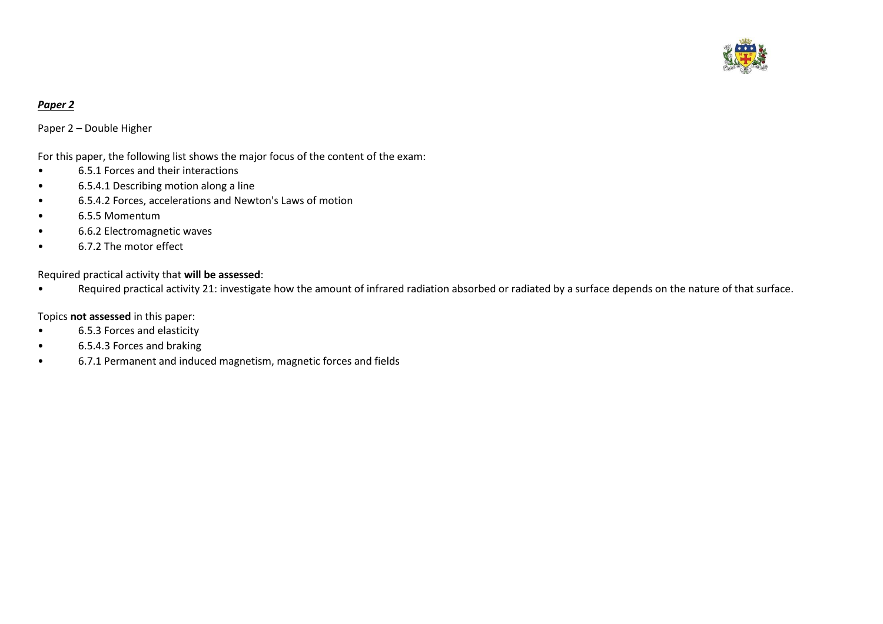***Paper 2***

Paper 2 – Double Higher

For this paper, the following list shows the major focus of the content of the exam:

- 6.5.1 Forces and their interactions
- 6.5.4.1 Describing motion along a line
- 6.5.4.2 Forces, accelerations and Newton's Laws of motion
- 6.5.5 Momentum
- 6.6.2 Electromagnetic waves
- 6.7.2 The motor effect

Required practical activity that **will be assessed**:

- Required practical activity 21: investigate how the amount of infrared radiation absorbed or radiated by a surface depends on the nature of that surface.

Topics **not assessed** in this paper:

- 6.5.3 Forces and elasticity
- 6.5.4.3 Forces and braking
- 6.7.1 Permanent and induced magnetism, magnetic forces and fields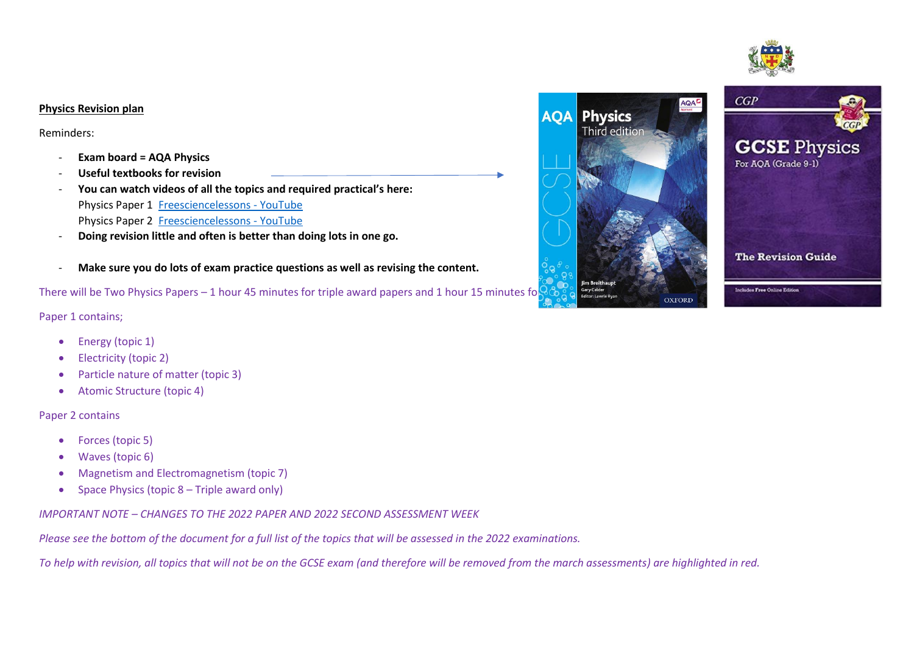**Physics Revision plan**

Reminders:

- **Exam board = AQA Physics**
- **Useful textbooks for revision**
- **You can watch videos of all the topics and required practical's here:**
  Physics Paper 1 [Freesciencelessons - YouTube]
  Physics Paper 2 [Freesciencelessons - YouTube]
- **Doing revision little and often is better than doing lots in one go.**
- **Make sure you do lots of exam practice questions as well as revising the content.**

There will be Two Physics Papers – 1 hour 45 minutes for triple award papers and 1 hour 15 minutes fo

Paper 1 contains;

- Energy (topic 1)
- Electricity (topic 2)
- Particle nature of matter (topic 3)
- Atomic Structure (topic 4)

Paper 2 contains

- Forces (topic 5)
- Waves (topic 6)
- Magnetism and Electromagnetism (topic 7)
- Space Physics (topic 8 – Triple award only)

*IMPORTANT NOTE – CHANGES TO THE 2022 PAPER AND 2022 SECOND ASSESSMENT WEEK*

*Please see the bottom of the document for a full list of the topics that will be assessed in the 2022 examinations.*

*To help with revision, all topics that will not be on the GCSE exam (and therefore will be removed from the march assessments) are highlighted in red.*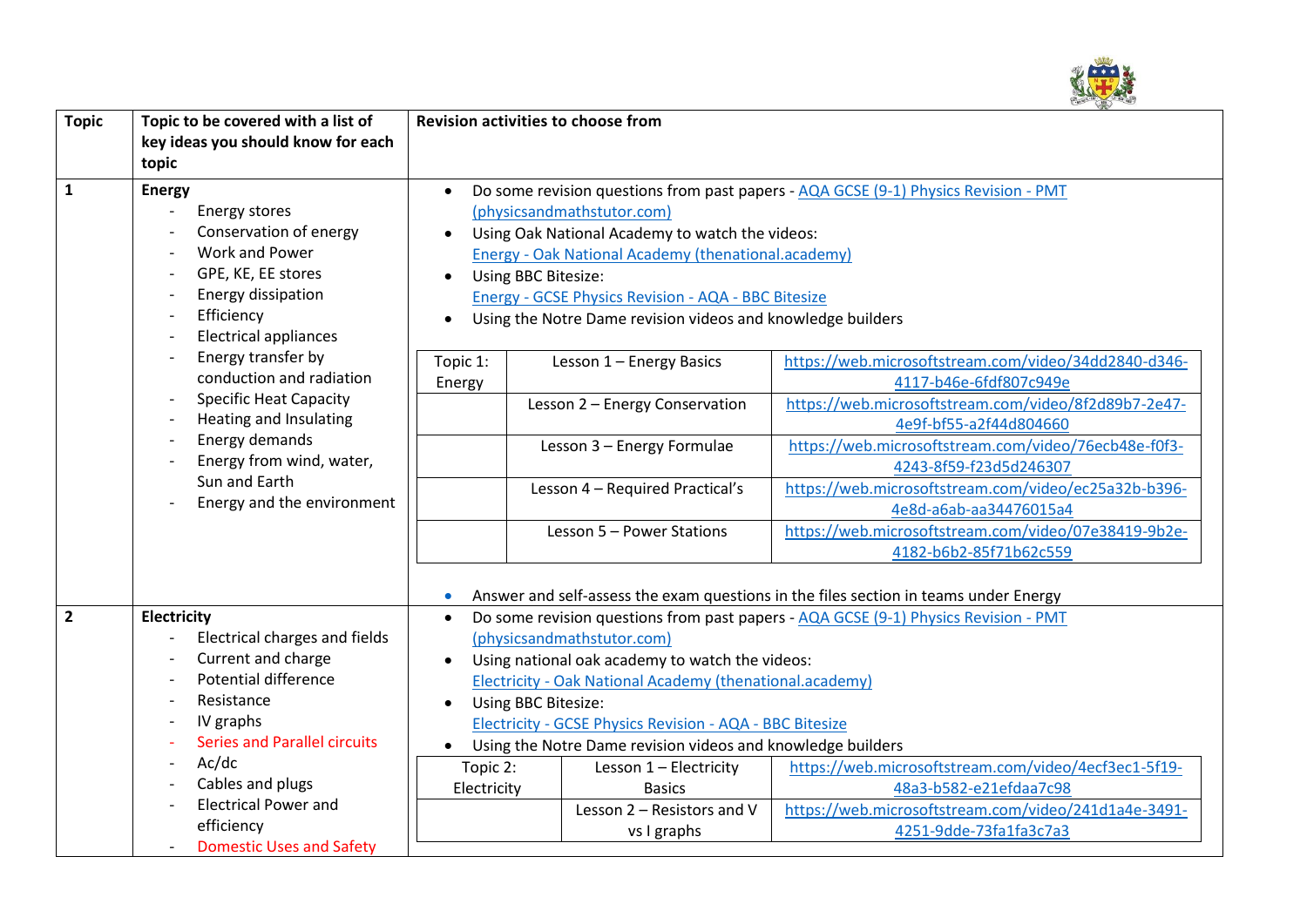| Topic | Topic to be covered with a list of key ideas you should know for each topic | Revision activities to choose from |
|---|---|---|
| 1 | **Energy**<br>- Energy stores<br>- Conservation of energy<br>- Work and Power<br>- GPE, KE, EE stores<br>- Energy dissipation<br>- Efficiency<br>- Electrical appliances<br>- Energy transfer by conduction and radiation<br>- Specific Heat Capacity<br>- Heating and Insulating<br>- Energy demands<br>- Energy from wind, water, Sun and Earth<br>- Energy and the environment | • Do some revision questions from past papers - AQA GCSE (9-1) Physics Revision - PMT (physicsandmathstutor.com)<br>• Using Oak National Academy to watch the videos: Energy - Oak National Academy (thenational.academy)<br>• Using BBC Bitesize: Energy - GCSE Physics Revision - AQA - BBC Bitesize<br>• Using the Notre Dame revision videos and knowledge builders<br>Topic 1: Energy — Lesson 1 – Energy Basics — https://web.microsoftstream.com/video/34dd2840-d346-4117-b46e-6fdf807c949e<br>Lesson 2 – Energy Conservation — https://web.microsoftstream.com/video/8f2d89b7-2e47-4e9f-bf55-a2f44d804660<br>Lesson 3 – Energy Formulae — https://web.microsoftstream.com/video/76ecb48e-f0f3-4243-8f59-f23d5d246307<br>Lesson 4 – Required Practical's — https://web.microsoftstream.com/video/ec25a32b-b396-4e8d-a6ab-aa34476015a4<br>Lesson 5 – Power Stations — https://web.microsoftstream.com/video/07e38419-9b2e-4182-b6b2-85f71b62c559<br>• Answer and self-assess the exam questions in the files section in teams under Energy |
| 2 | **Electricity**<br>- Electrical charges and fields<br>- Current and charge<br>- Potential difference<br>- Resistance<br>- IV graphs<br>- Series and Parallel circuits<br>- Ac/dc<br>- Cables and plugs<br>- Electrical Power and efficiency<br>- Domestic Uses and Safety | • Do some revision questions from past papers - AQA GCSE (9-1) Physics Revision - PMT (physicsandmathstutor.com)<br>• Using national oak academy to watch the videos: Electricity - Oak National Academy (thenational.academy)<br>• Using BBC Bitesize: Electricity - GCSE Physics Revision - AQA - BBC Bitesize<br>• Using the Notre Dame revision videos and knowledge builders<br>Topic 2: Electricity — Lesson 1 – Electricity Basics — https://web.microsoftstream.com/video/4ecf3ec1-5f19-48a3-b582-e21efdaa7c98<br>Lesson 2 – Resistors and V vs I graphs — https://web.microsoftstream.com/video/241d1a4e-3491-4251-9dde-73fa1fa3c7a3 |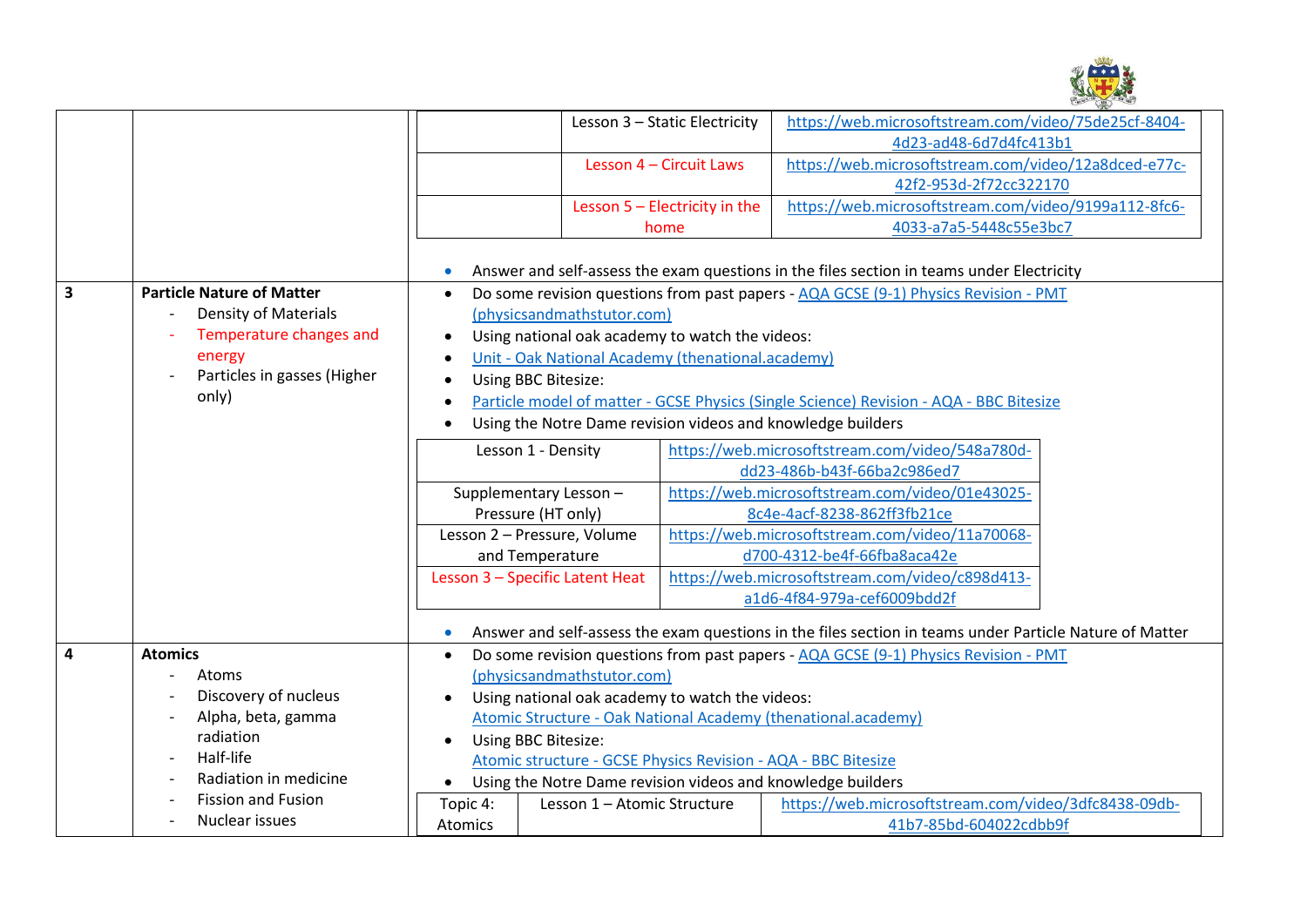| | | |
|---|---|---|
| | | <table><tr><td></td><td>Lesson 3 – Static Electricity</td><td>https://web.microsoftstream.com/video/75de25cf-8404-4d23-ad48-6d7d4fc413b1</td></tr><tr><td></td><td>Lesson 4 – Circuit Laws</td><td>https://web.microsoftstream.com/video/12a8dced-e77c-42f2-953d-2f72cc322170</td></tr><tr><td></td><td>Lesson 5 – Electricity in the home</td><td>https://web.microsoftstream.com/video/9199a112-8fc6-4033-a7a5-5448c55e3bc7</td></tr></table><br>• Answer and self-assess the exam questions in the files section in teams under Electricity |
| 3 | **Particle Nature of Matter**<br>- Density of Materials<br>- Temperature changes and energy<br>- Particles in gasses (Higher only) | • Do some revision questions from past papers - AQA GCSE (9-1) Physics Revision - PMT (physicsandmathstutor.com)<br>• Using national oak academy to watch the videos:<br>• Unit - Oak National Academy (thenational.academy)<br>• Using BBC Bitesize:<br>• Particle model of matter - GCSE Physics (Single Science) Revision - AQA - BBC Bitesize<br>• Using the Notre Dame revision videos and knowledge builders<br><table><tr><td>Lesson 1 - Density</td><td>https://web.microsoftstream.com/video/548a780d-dd23-486b-b43f-66ba2c986ed7</td></tr><tr><td>Supplementary Lesson – Pressure (HT only)</td><td>https://web.microsoftstream.com/video/01e43025-8c4e-4acf-8238-862ff3fb21ce</td></tr><tr><td>Lesson 2 – Pressure, Volume and Temperature</td><td>https://web.microsoftstream.com/video/11a70068-d700-4312-be4f-66fba8aca42e</td></tr><tr><td>Lesson 3 – Specific Latent Heat</td><td>https://web.microsoftstream.com/video/c898d413-a1d6-4f84-979a-cef6009bdd2f</td></tr></table><br>• Answer and self-assess the exam questions in the files section in teams under Particle Nature of Matter |
| 4 | **Atomics**<br>- Atoms<br>- Discovery of nucleus<br>- Alpha, beta, gamma radiation<br>- Half-life<br>- Radiation in medicine<br>- Fission and Fusion<br>- Nuclear issues | • Do some revision questions from past papers - AQA GCSE (9-1) Physics Revision - PMT (physicsandmathstutor.com)<br>• Using national oak academy to watch the videos:<br>Atomic Structure - Oak National Academy (thenational.academy)<br>• Using BBC Bitesize:<br>Atomic structure - GCSE Physics Revision - AQA - BBC Bitesize<br>• Using the Notre Dame revision videos and knowledge builders<br><table><tr><td>Topic 4: Atomics</td><td>Lesson 1 – Atomic Structure</td><td>https://web.microsoftstream.com/video/3dfc8438-09db-41b7-85bd-604022cdbb9f</td></tr></table> |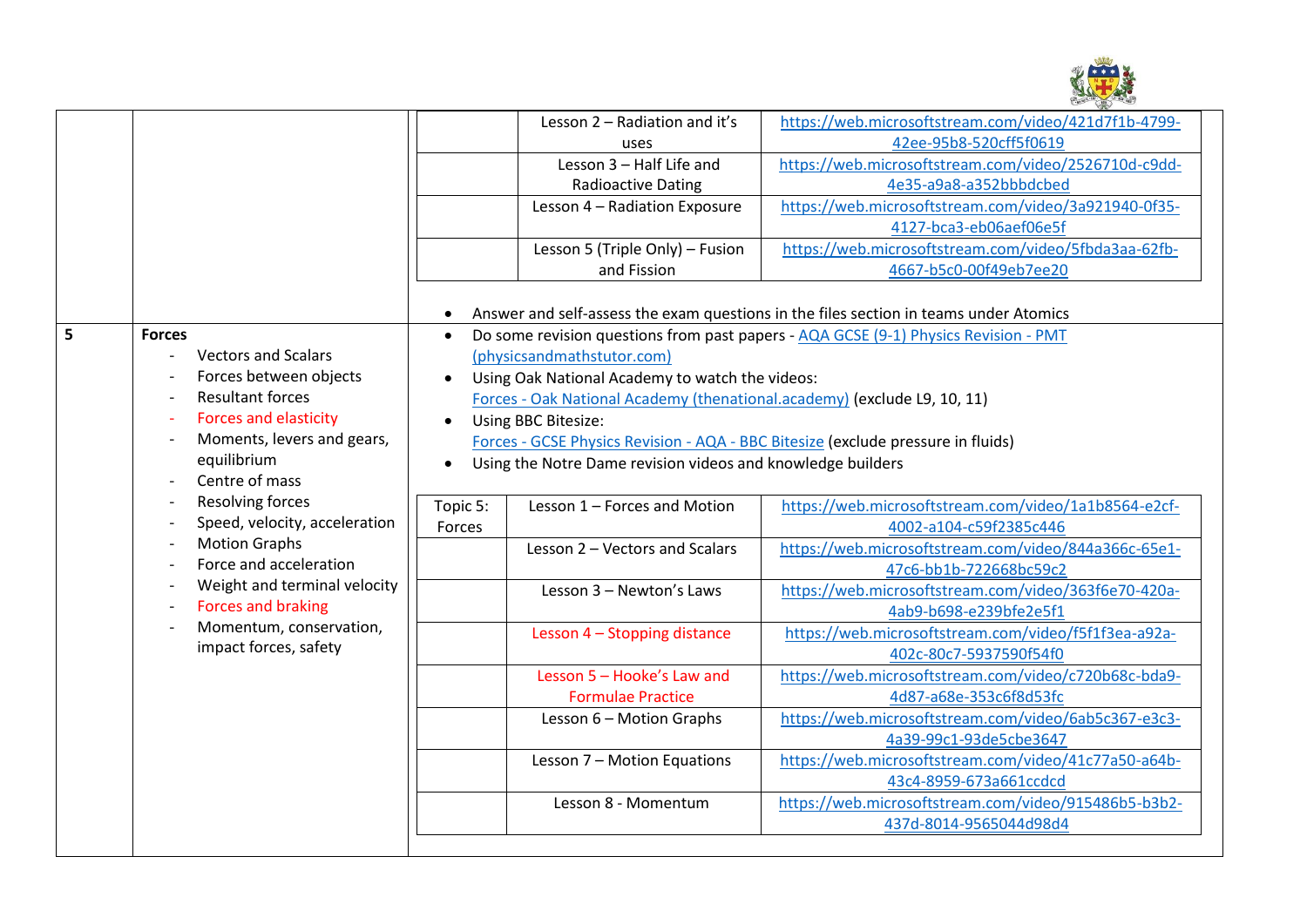| | | |
|---|---|---|
| | | <table><tr><td></td><td>Lesson 2 – Radiation and it's uses</td><td>https://web.microsoftstream.com/video/421d7f1b-4799-42ee-95b8-520cff5f0619</td></tr><tr><td></td><td>Lesson 3 – Half Life and Radioactive Dating</td><td>https://web.microsoftstream.com/video/2526710d-c9dd-4e35-a9a8-a352bbbdcbed</td></tr><tr><td></td><td>Lesson 4 – Radiation Exposure</td><td>https://web.microsoftstream.com/video/3a921940-0f35-4127-bca3-eb06aef06e5f</td></tr><tr><td></td><td>Lesson 5 (Triple Only) – Fusion and Fission</td><td>https://web.microsoftstream.com/video/5fbda3aa-62fb-4667-b5c0-00f49eb7ee20</td></tr></table> <ul><li>Answer and self-assess the exam questions in the files section in teams under Atomics</li></ul> |
| 5 | **Forces**<br>- Vectors and Scalars<br>- Forces between objects<br>- Resultant forces<br>- Forces and elasticity<br>- Moments, levers and gears, equilibrium<br>- Centre of mass<br>- Resolving forces<br>- Speed, velocity, acceleration<br>- Motion Graphs<br>- Force and acceleration<br>- Weight and terminal velocity<br>- Forces and braking<br>- Momentum, conservation, impact forces, safety | <ul><li>Do some revision questions from past papers - AQA GCSE (9-1) Physics Revision - PMT (physicsandmathstutor.com)</li><li>Using Oak National Academy to watch the videos: Forces - Oak National Academy (thenational.academy) (exclude L9, 10, 11)</li><li>Using BBC Bitesize: Forces - GCSE Physics Revision - AQA - BBC Bitesize (exclude pressure in fluids)</li><li>Using the Notre Dame revision videos and knowledge builders</li></ul> <table><tr><td>Topic 5: Forces</td><td>Lesson 1 – Forces and Motion</td><td>https://web.microsoftstream.com/video/1a1b8564-e2cf-4002-a104-c59f2385c446</td></tr><tr><td></td><td>Lesson 2 – Vectors and Scalars</td><td>https://web.microsoftstream.com/video/844a366c-65e1-47c6-bb1b-722668bc59c2</td></tr><tr><td></td><td>Lesson 3 – Newton's Laws</td><td>https://web.microsoftstream.com/video/363f6e70-420a-4ab9-b698-e239bfe2e5f1</td></tr><tr><td></td><td>Lesson 4 – Stopping distance</td><td>https://web.microsoftstream.com/video/f5f1f3ea-a92a-402c-80c7-5937590f54f0</td></tr><tr><td></td><td>Lesson 5 – Hooke's Law and Formulae Practice</td><td>https://web.microsoftstream.com/video/c720b68c-bda9-4d87-a68e-353c6f8d53fc</td></tr><tr><td></td><td>Lesson 6 – Motion Graphs</td><td>https://web.microsoftstream.com/video/6ab5c367-e3c3-4a39-99c1-93de5cbe3647</td></tr><tr><td></td><td>Lesson 7 – Motion Equations</td><td>https://web.microsoftstream.com/video/41c77a50-a64b-43c4-8959-673a661ccdcd</td></tr><tr><td></td><td>Lesson 8 - Momentum</td><td>https://web.microsoftstream.com/video/915486b5-b3b2-437d-8014-9565044d98d4</td></tr></table> |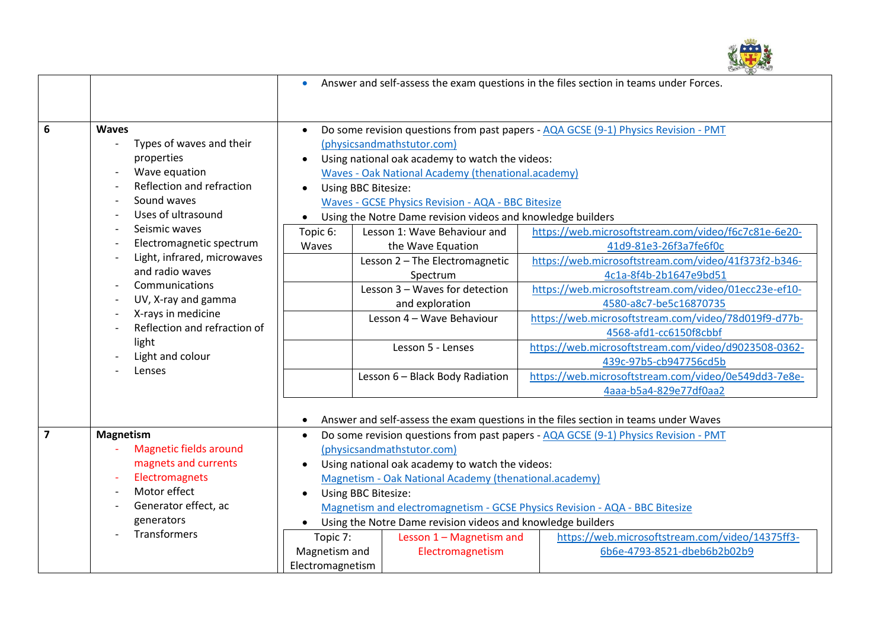| | | |
|---|---|---|
| | | - Answer and self-assess the exam questions in the files section in teams under Forces. |
| 6 | **Waves**<br>- Types of waves and their properties<br>- Wave equation<br>- Reflection and refraction<br>- Sound waves<br>- Uses of ultrasound<br>- Seismic waves<br>- Electromagnetic spectrum<br>- Light, infrared, microwaves and radio waves<br>- Communications<br>- UV, X-ray and gamma<br>- X-rays in medicine<br>- Reflection and refraction of light<br>- Light and colour<br>- Lenses | - Do some revision questions from past papers - AQA GCSE (9-1) Physics Revision - PMT (physicsandmathstutor.com)<br>- Using national oak academy to watch the videos: Waves - Oak National Academy (thenational.academy)<br>- Using BBC Bitesize: Waves - GCSE Physics Revision - AQA - BBC Bitesize<br>- Using the Notre Dame revision videos and knowledge builders |
| 7 | **Magnetism**<br>- Magnetic fields around magnets and currents<br>- Electromagnets<br>- Motor effect<br>- Generator effect, ac generators<br>- Transformers | - Do some revision questions from past papers - AQA GCSE (9-1) Physics Revision - PMT (physicsandmathstutor.com)<br>- Using national oak academy to watch the videos: Magnetism - Oak National Academy (thenational.academy)<br>- Using BBC Bitesize: Magnetism and electromagnetism - GCSE Physics Revision - AQA - BBC Bitesize<br>- Using the Notre Dame revision videos and knowledge builders |

Topic 6 revision videos:

| Topic 6: Waves | Lesson 1: Wave Behaviour and the Wave Equation | https://web.microsoftstream.com/video/f6c7c81e-6e20-41d9-81e3-26f3a7fe6f0c |
|---|---|---|
| | Lesson 2 – The Electromagnetic Spectrum | https://web.microsoftstream.com/video/41f373f2-b346-4c1a-8f4b-2b1647e9bd51 |
| | Lesson 3 – Waves for detection and exploration | https://web.microsoftstream.com/video/01ecc23e-ef10-4580-a8c7-be5c16870735 |
| | Lesson 4 – Wave Behaviour | https://web.microsoftstream.com/video/78d019f9-d77b-4568-afd1-cc6150f8cbbf |
| | Lesson 5 - Lenses | https://web.microsoftstream.com/video/d9023508-0362-439c-97b5-cb947756cd5b |
| | Lesson 6 – Black Body Radiation | https://web.microsoftstream.com/video/0e549dd3-7e8e-4aaa-b5a4-829e77df0aa2 |

- Answer and self-assess the exam questions in the files section in teams under Waves

Topic 7 revision videos:

| Topic 7: Magnetism and Electromagnetism | Lesson 1 – Magnetism and Electromagnetism | https://web.microsoftstream.com/video/14375ff3-6b6e-4793-8521-dbeb6b2b02b9 |
|---|---|---|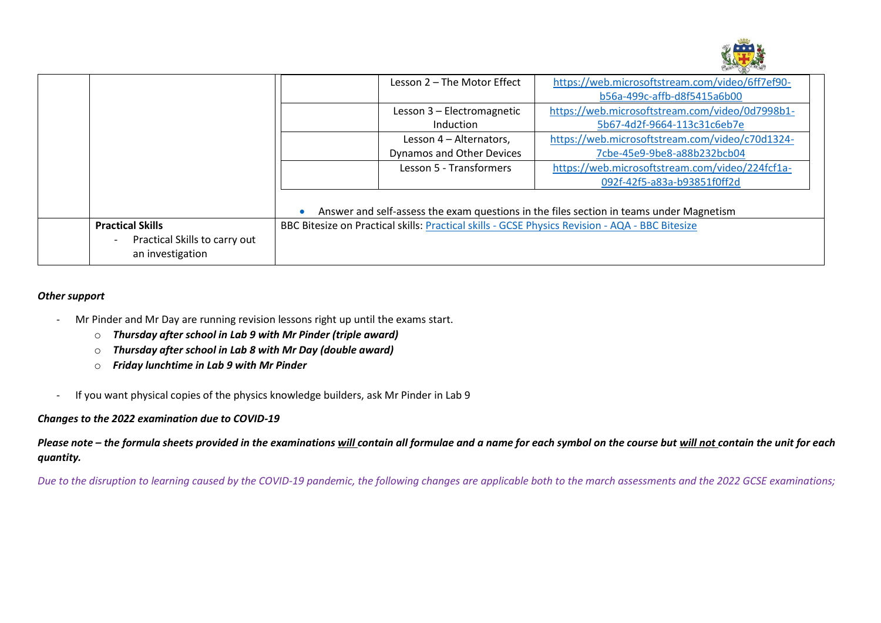| | | | | |
|---|---|---|---|---|
| | | | Lesson 2 – The Motor Effect | https://web.microsoftstream.com/video/6ff7ef90-b56a-499c-affb-d8f5415a6b00 |
| | | | Lesson 3 – Electromagnetic Induction | https://web.microsoftstream.com/video/0d7998b1-5b67-4d2f-9664-113c31c6eb7e |
| | | | Lesson 4 – Alternators, Dynamos and Other Devices | https://web.microsoftstream.com/video/c70d1324-7cbe-45e9-9be8-a88b232bcb04 |
| | | | Lesson 5 - Transformers | https://web.microsoftstream.com/video/224fcf1a-092f-42f5-a83a-b93851f0ff2d |
| | | • Answer and self-assess the exam questions in the files section in teams under Magnetism | | |
| | **Practical Skills**<br>- Practical Skills to carry out an investigation | BBC Bitesize on Practical skills: Practical skills - GCSE Physics Revision - AQA - BBC Bitesize | | |

***Other support***

- Mr Pinder and Mr Day are running revision lessons right up until the exams start.
  - ***Thursday after school in Lab 9 with Mr Pinder (triple award)***
  - ***Thursday after school in Lab 8 with Mr Day (double award)***
  - ***Friday lunchtime in Lab 9 with Mr Pinder***

- If you want physical copies of the physics knowledge builders, ask Mr Pinder in Lab 9

***Changes to the 2022 examination due to COVID-19***

***Please note – the formula sheets provided in the examinations will contain all formulae and a name for each symbol on the course but will not contain the unit for each quantity.***

*Due to the disruption to learning caused by the COVID-19 pandemic, the following changes are applicable both to the march assessments and the 2022 GCSE examinations;*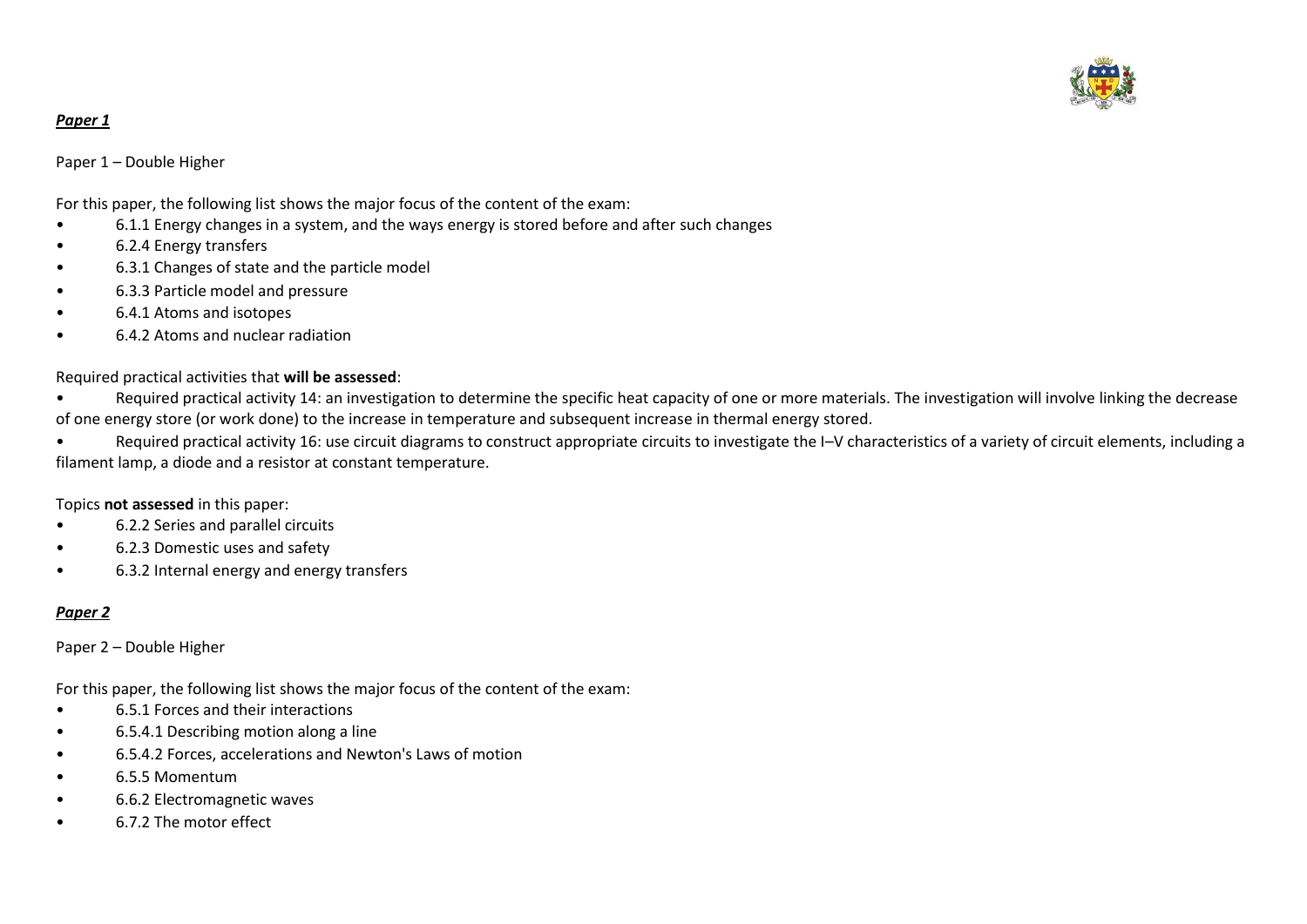***Paper 1***

Paper 1 – Double Higher

For this paper, the following list shows the major focus of the content of the exam:

- 6.1.1 Energy changes in a system, and the ways energy is stored before and after such changes
- 6.2.4 Energy transfers
- 6.3.1 Changes of state and the particle model
- 6.3.3 Particle model and pressure
- 6.4.1 Atoms and isotopes
- 6.4.2 Atoms and nuclear radiation

Required practical activities that **will be assessed**:

- Required practical activity 14: an investigation to determine the specific heat capacity of one or more materials. The investigation will involve linking the decrease of one energy store (or work done) to the increase in temperature and subsequent increase in thermal energy stored.
- Required practical activity 16: use circuit diagrams to construct appropriate circuits to investigate the I–V characteristics of a variety of circuit elements, including a filament lamp, a diode and a resistor at constant temperature.

Topics **not assessed** in this paper:

- 6.2.2 Series and parallel circuits
- 6.2.3 Domestic uses and safety
- 6.3.2 Internal energy and energy transfers

***Paper 2***

Paper 2 – Double Higher

For this paper, the following list shows the major focus of the content of the exam:

- 6.5.1 Forces and their interactions
- 6.5.4.1 Describing motion along a line
- 6.5.4.2 Forces, accelerations and Newton's Laws of motion
- 6.5.5 Momentum
- 6.6.2 Electromagnetic waves
- 6.7.2 The motor effect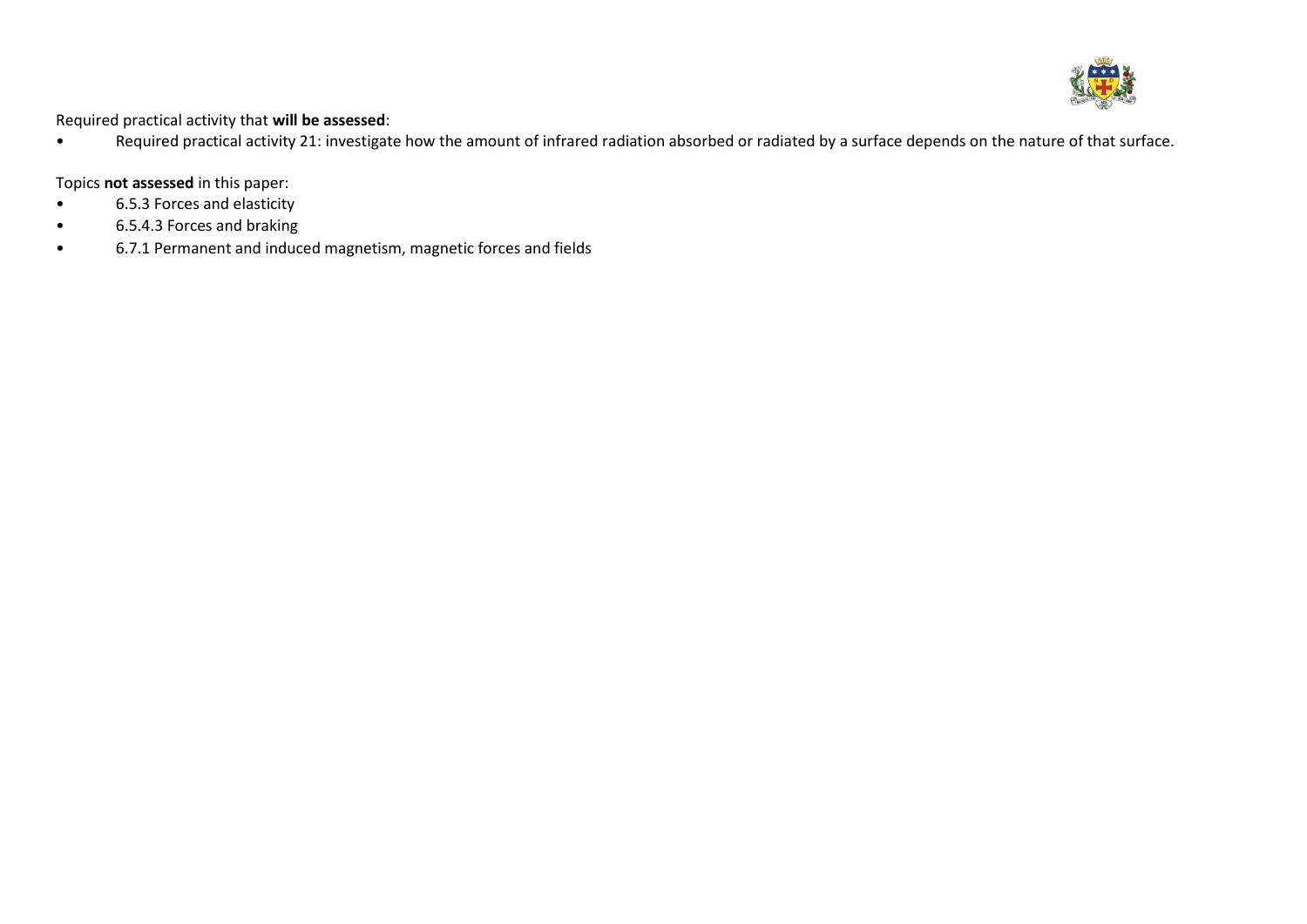Required practical activity that **will be assessed**:

- Required practical activity 21: investigate how the amount of infrared radiation absorbed or radiated by a surface depends on the nature of that surface.

Topics **not assessed** in this paper:

- 6.5.3 Forces and elasticity
- 6.5.4.3 Forces and braking
- 6.7.1 Permanent and induced magnetism, magnetic forces and fields